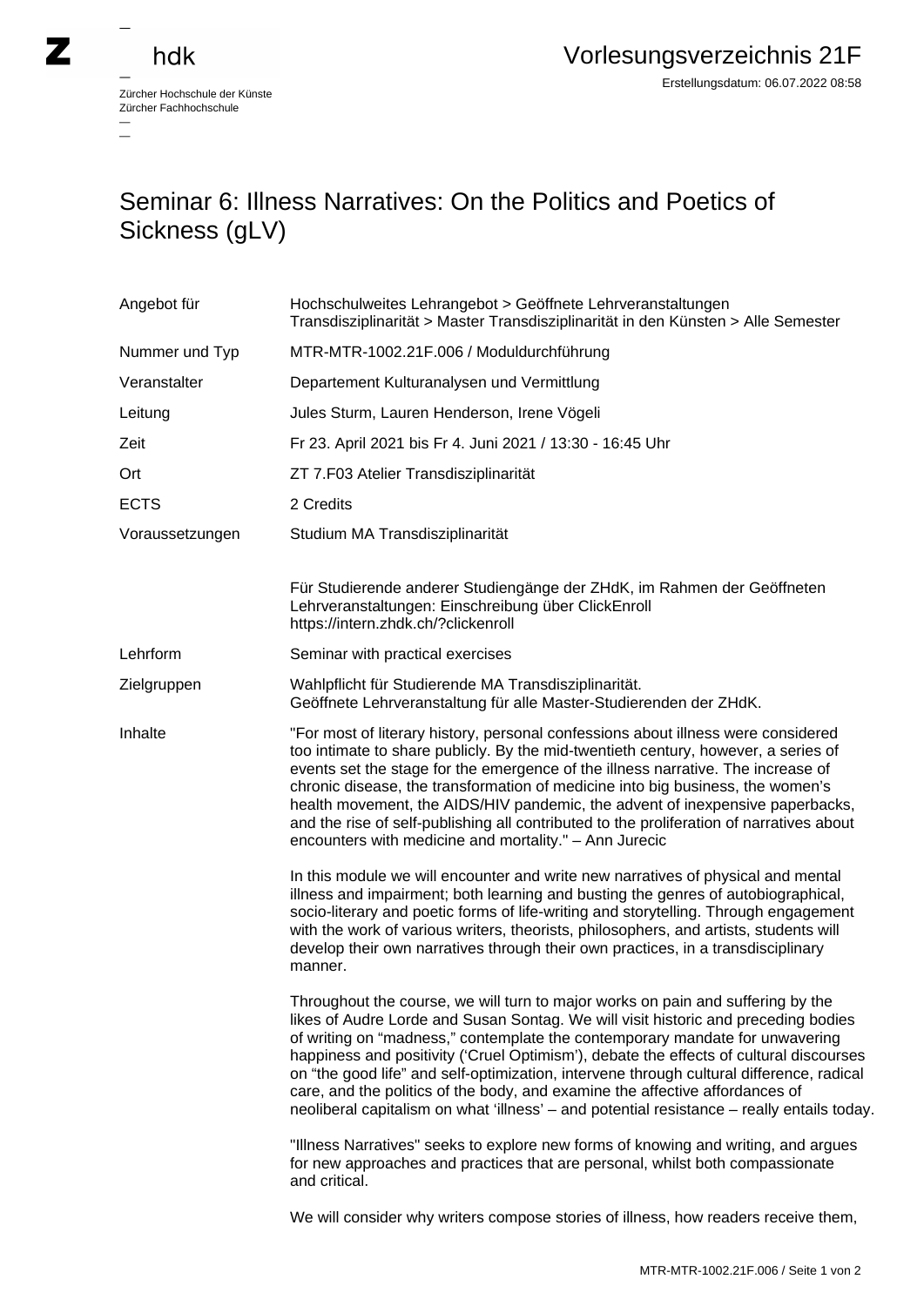Zürcher Hochschule der Künste
Zürcher Fachhochschule

# Vorlesungsverzeichnis 21F

Erstellungsdatum: 06.07.2022 08:58

## Seminar 6: Illness Narratives: On the Politics and Poetics of Sickness (gLV)

| | |
|---|---|
| Angebot für | Hochschulweites Lehrangebot > Geöffnete Lehrveranstaltungen<br>Transdisziplinarität > Master Transdisziplinarität in den Künsten > Alle Semester |
| Nummer und Typ | MTR-MTR-1002.21F.006 / Moduldurchführung |
| Veranstalter | Departement Kulturanalysen und Vermittlung |
| Leitung | Jules Sturm, Lauren Henderson, Irene Vögeli |
| Zeit | Fr 23. April 2021 bis Fr 4. Juni 2021 / 13:30 - 16:45 Uhr |
| Ort | ZT 7.F03 Atelier Transdisziplinarität |
| ECTS | 2 Credits |
| Voraussetzungen | Studium MA Transdisziplinarität<br><br>Für Studierende anderer Studiengänge der ZHdK, im Rahmen der Geöffneten Lehrveranstaltungen: Einschreibung über ClickEnroll https://intern.zhdk.ch/?clickenroll |
| Lehrform | Seminar with practical exercises |
| Zielgruppen | Wahlpflicht für Studierende MA Transdisziplinarität.<br>Geöffnete Lehrveranstaltung für alle Master-Studierenden der ZHdK. |

**Inhalte**

"For most of literary history, personal confessions about illness were considered too intimate to share publicly. By the mid-twentieth century, however, a series of events set the stage for the emergence of the illness narrative. The increase of chronic disease, the transformation of medicine into big business, the women's health movement, the AIDS/HIV pandemic, the advent of inexpensive paperbacks, and the rise of self-publishing all contributed to the proliferation of narratives about encounters with medicine and mortality." – Ann Jurecic

In this module we will encounter and write new narratives of physical and mental illness and impairment; both learning and busting the genres of autobiographical, socio-literary and poetic forms of life-writing and storytelling. Through engagement with the work of various writers, theorists, philosophers, and artists, students will develop their own narratives through their own practices, in a transdisciplinary manner.

Throughout the course, we will turn to major works on pain and suffering by the likes of Audre Lorde and Susan Sontag. We will visit historic and preceding bodies of writing on "madness," contemplate the contemporary mandate for unwavering happiness and positivity ('Cruel Optimism'), debate the effects of cultural discourses on "the good life" and self-optimization, intervene through cultural difference, radical care, and the politics of the body, and examine the affective affordances of neoliberal capitalism on what 'illness' – and potential resistance – really entails today.

"Illness Narratives" seeks to explore new forms of knowing and writing, and argues for new approaches and practices that are personal, whilst both compassionate and critical.

We will consider why writers compose stories of illness, how readers receive them,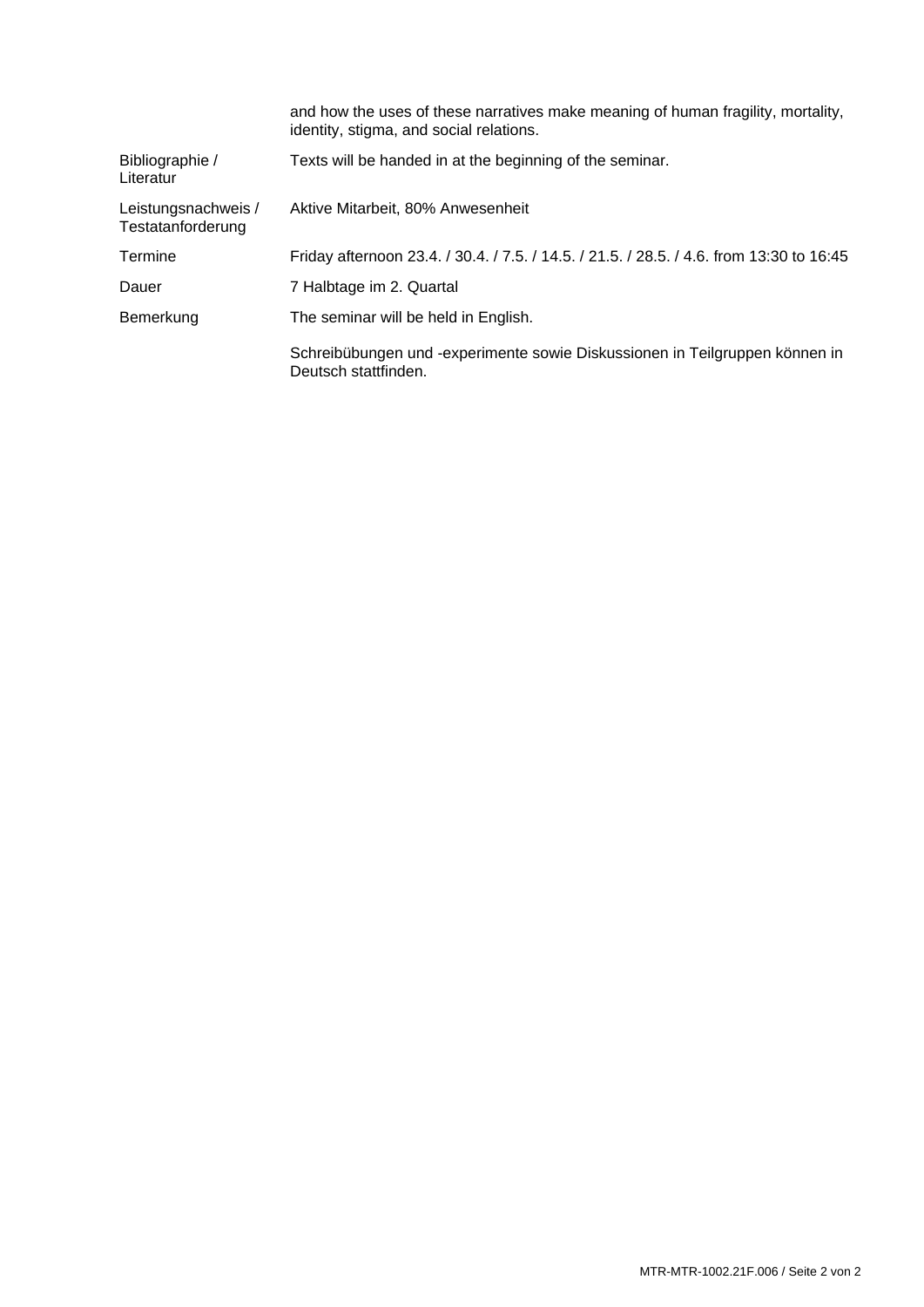| | |
|---|---|
| | and how the uses of these narratives make meaning of human fragility, mortality, identity, stigma, and social relations. |
| Bibliographie / Literatur | Texts will be handed in at the beginning of the seminar. |
| Leistungsnachweis / Testatanforderung | Aktive Mitarbeit, 80% Anwesenheit |
| Termine | Friday afternoon 23.4. / 30.4. / 7.5. / 14.5. / 21.5. / 28.5. / 4.6. from 13:30 to 16:45 |
| Dauer | 7 Halbtage im 2. Quartal |
| Bemerkung | The seminar will be held in English. |
| | Schreibübungen und -experimente sowie Diskussionen in Teilgruppen können in Deutsch stattfinden. |